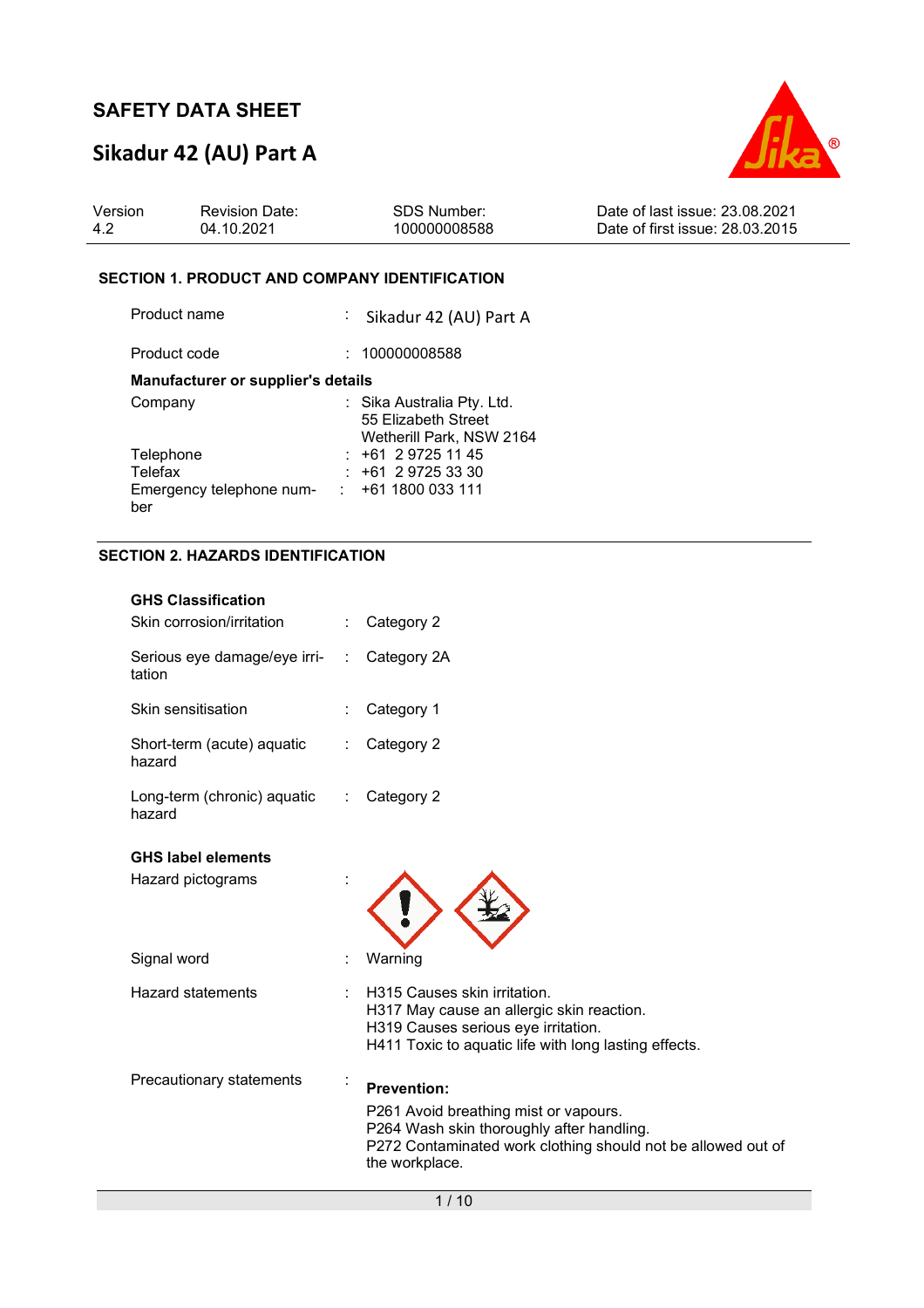# SAFETY DATA SHEET

## Sikadur 42 (AU) Part A

| Version | Revision Date: | SDS Number: | Date of last issue: 23.08.2021 |
|---|---|---|---|
| 4.2 | 04.10.2021 | 100000008588 | Date of first issue: 28.03.2015 |

### SECTION 1. PRODUCT AND COMPANY IDENTIFICATION

Product name : Sikadur 42 (AU) Part A

Product code : 100000008588

**Manufacturer or supplier's details**

Company : Sika Australia Pty. Ltd.
55 Elizabeth Street
Wetherill Park, NSW 2164

Telephone : +61 2 9725 11 45

Telefax : +61 2 9725 33 30

Emergency telephone number : +61 1800 033 111

### SECTION 2. HAZARDS IDENTIFICATION

**GHS Classification**

Skin corrosion/irritation : Category 2

Serious eye damage/eye irritation : Category 2A

Skin sensitisation : Category 1

Short-term (acute) aquatic hazard : Category 2

Long-term (chronic) aquatic hazard : Category 2

**GHS label elements**

Hazard pictograms :

Signal word : Warning

Hazard statements : H315 Causes skin irritation.
H317 May cause an allergic skin reaction.
H319 Causes serious eye irritation.
H411 Toxic to aquatic life with long lasting effects.

Precautionary statements :

**Prevention:**

P261 Avoid breathing mist or vapours.
P264 Wash skin thoroughly after handling.
P272 Contaminated work clothing should not be allowed out of the workplace.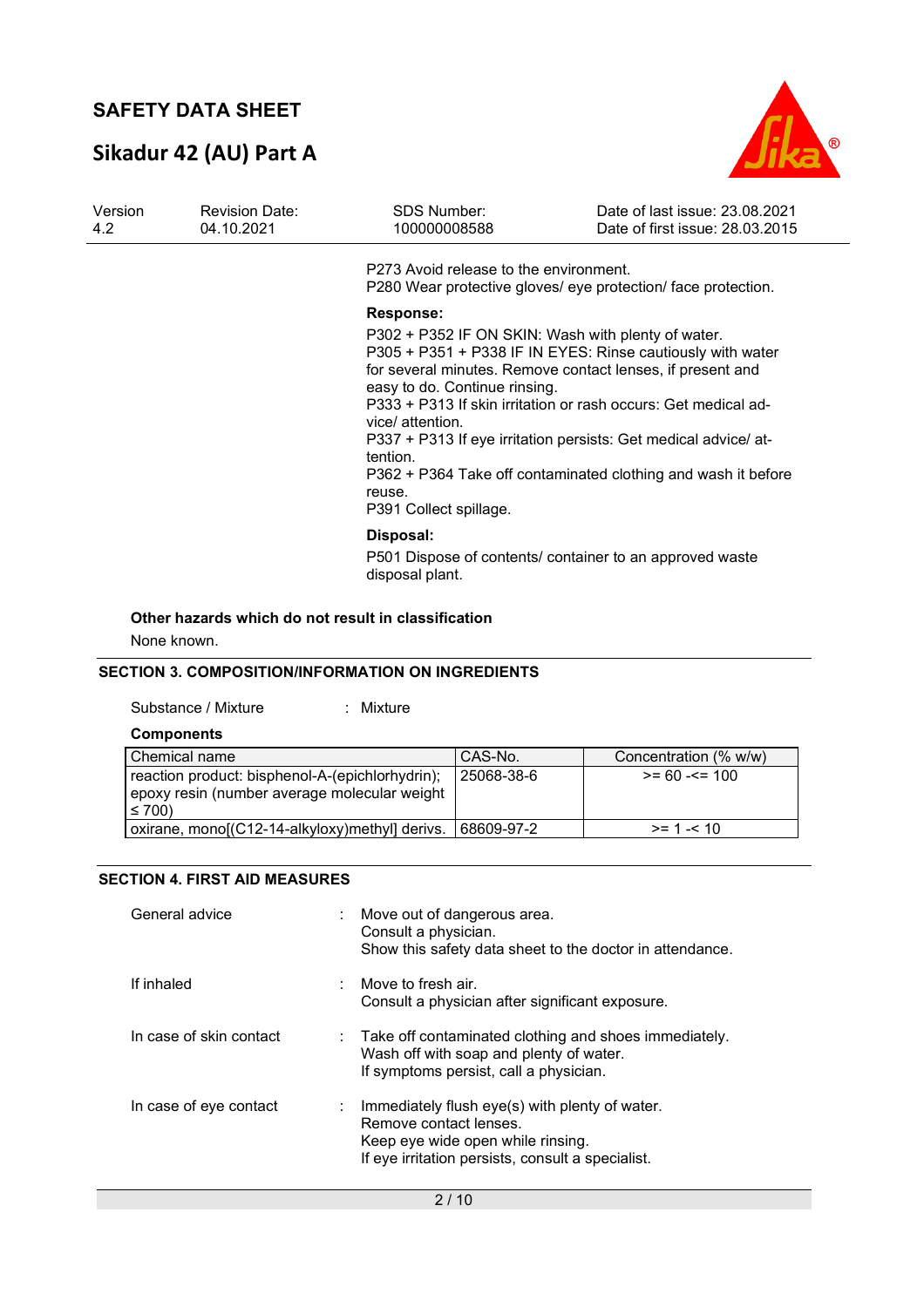P273 Avoid release to the environment.
P280 Wear protective gloves/ eye protection/ face protection.

**Response:**

P302 + P352 IF ON SKIN: Wash with plenty of water.
P305 + P351 + P338 IF IN EYES: Rinse cautiously with water for several minutes. Remove contact lenses, if present and easy to do. Continue rinsing.
P333 + P313 If skin irritation or rash occurs: Get medical advice/ attention.
P337 + P313 If eye irritation persists: Get medical advice/ attention.
P362 + P364 Take off contaminated clothing and wash it before reuse.
P391 Collect spillage.

**Disposal:**

P501 Dispose of contents/ container to an approved waste disposal plant.

**Other hazards which do not result in classification**

None known.

## SECTION 3. COMPOSITION/INFORMATION ON INGREDIENTS

Substance / Mixture : Mixture

**Components**

| Chemical name | CAS-No. | Concentration (% w/w) |
|---|---|---|
| reaction product: bisphenol-A-(epichlorhydrin); epoxy resin (number average molecular weight ≤ 700) | 25068-38-6 | >= 60 -<= 100 |
| oxirane, mono[(C12-14-alkyloxy)methyl] derivs. | 68609-97-2 | >= 1 -< 10 |

## SECTION 4. FIRST AID MEASURES

General advice : Move out of dangerous area.
Consult a physician.
Show this safety data sheet to the doctor in attendance.

If inhaled : Move to fresh air.
Consult a physician after significant exposure.

In case of skin contact : Take off contaminated clothing and shoes immediately.
Wash off with soap and plenty of water.
If symptoms persist, call a physician.

In case of eye contact : Immediately flush eye(s) with plenty of water.
Remove contact lenses.
Keep eye wide open while rinsing.
If eye irritation persists, consult a specialist.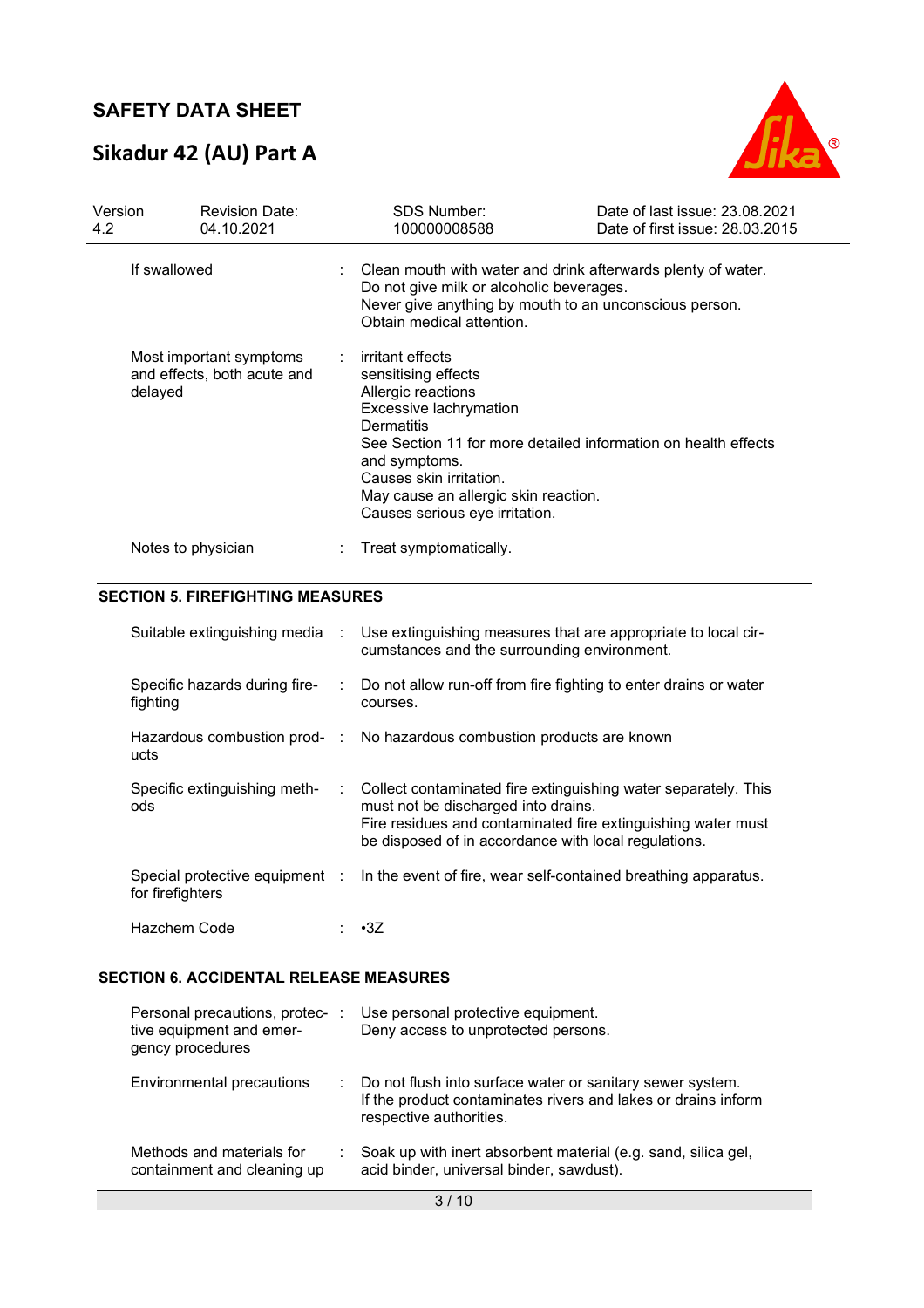| | | |
|---|---|---|
| If swallowed | : | Clean mouth with water and drink afterwards plenty of water.<br>Do not give milk or alcoholic beverages.<br>Never give anything by mouth to an unconscious person.<br>Obtain medical attention. |
| Most important symptoms and effects, both acute and delayed | : | irritant effects<br>sensitising effects<br>Allergic reactions<br>Excessive lachrymation<br>Dermatitis<br>See Section 11 for more detailed information on health effects and symptoms.<br>Causes skin irritation.<br>May cause an allergic skin reaction.<br>Causes serious eye irritation. |
| Notes to physician | : | Treat symptomatically. |

## SECTION 5. FIREFIGHTING MEASURES

| | | |
|---|---|---|
| Suitable extinguishing media | : | Use extinguishing measures that are appropriate to local circumstances and the surrounding environment. |
| Specific hazards during firefighting | : | Do not allow run-off from fire fighting to enter drains or water courses. |
| Hazardous combustion products | : | No hazardous combustion products are known |
| Specific extinguishing methods | : | Collect contaminated fire extinguishing water separately. This must not be discharged into drains.<br>Fire residues and contaminated fire extinguishing water must be disposed of in accordance with local regulations. |
| Special protective equipment for firefighters | : | In the event of fire, wear self-contained breathing apparatus. |
| Hazchem Code | : | •3Z |

## SECTION 6. ACCIDENTAL RELEASE MEASURES

| | | |
|---|---|---|
| Personal precautions, protective equipment and emergency procedures | : | Use personal protective equipment.<br>Deny access to unprotected persons. |
| Environmental precautions | : | Do not flush into surface water or sanitary sewer system.<br>If the product contaminates rivers and lakes or drains inform respective authorities. |
| Methods and materials for containment and cleaning up | : | Soak up with inert absorbent material (e.g. sand, silica gel, acid binder, universal binder, sawdust). |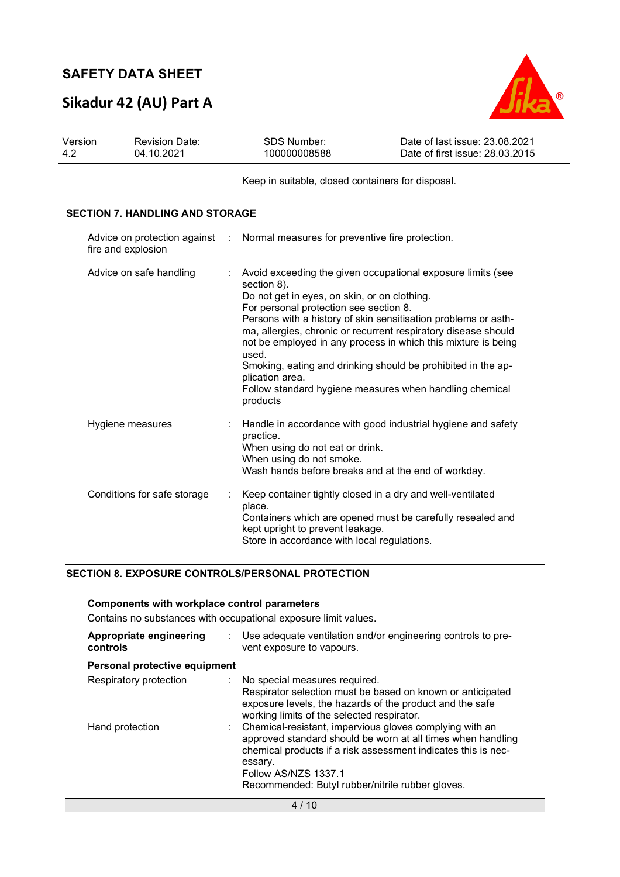Keep in suitable, closed containers for disposal.

## SECTION 7. HANDLING AND STORAGE

| | |
|---|---|
| Advice on protection against fire and explosion | : Normal measures for preventive fire protection. |
| Advice on safe handling | : Avoid exceeding the given occupational exposure limits (see section 8). Do not get in eyes, on skin, or on clothing. For personal protection see section 8. Persons with a history of skin sensitisation problems or asthma, allergies, chronic or recurrent respiratory disease should not be employed in any process in which this mixture is being used. Smoking, eating and drinking should be prohibited in the application area. Follow standard hygiene measures when handling chemical products |
| Hygiene measures | : Handle in accordance with good industrial hygiene and safety practice. When using do not eat or drink. When using do not smoke. Wash hands before breaks and at the end of workday. |
| Conditions for safe storage | : Keep container tightly closed in a dry and well-ventilated place. Containers which are opened must be carefully resealed and kept upright to prevent leakage. Store in accordance with local regulations. |

## SECTION 8. EXPOSURE CONTROLS/PERSONAL PROTECTION

**Components with workplace control parameters**

Contains no substances with occupational exposure limit values.

| | |
|---|---|
| **Appropriate engineering controls** | : Use adequate ventilation and/or engineering controls to prevent exposure to vapours. |

**Personal protective equipment**

| | |
|---|---|
| Respiratory protection | : No special measures required. Respirator selection must be based on known or anticipated exposure levels, the hazards of the product and the safe working limits of the selected respirator. |
| Hand protection | : Chemical-resistant, impervious gloves complying with an approved standard should be worn at all times when handling chemical products if a risk assessment indicates this is necessary. Follow AS/NZS 1337.1 Recommended: Butyl rubber/nitrile rubber gloves. |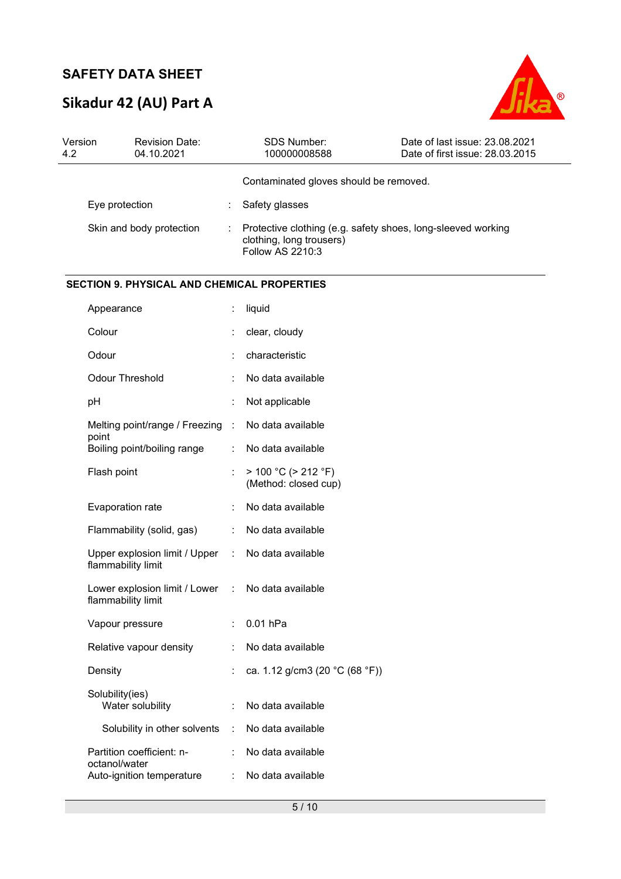Contaminated gloves should be removed.

| | | |
|---|---|---|
| Eye protection | : | Safety glasses |
| Skin and body protection | : | Protective clothing (e.g. safety shoes, long-sleeved working clothing, long trousers)<br>Follow AS 2210:3 |

## SECTION 9. PHYSICAL AND CHEMICAL PROPERTIES

| | | |
|---|---|---|
| Appearance | : | liquid |
| Colour | : | clear, cloudy |
| Odour | : | characteristic |
| Odour Threshold | : | No data available |
| pH | : | Not applicable |
| Melting point/range / Freezing point | : | No data available |
| Boiling point/boiling range | : | No data available |
| Flash point | : | > 100 °C (> 212 °F)<br>(Method: closed cup) |
| Evaporation rate | : | No data available |
| Flammability (solid, gas) | : | No data available |
| Upper explosion limit / Upper flammability limit | : | No data available |
| Lower explosion limit / Lower flammability limit | : | No data available |
| Vapour pressure | : | 0.01 hPa |
| Relative vapour density | : | No data available |
| Density | : | ca. 1.12 g/cm3 (20 °C (68 °F)) |
| Solubility(ies)<br>Water solubility | : | No data available |
| Solubility in other solvents | : | No data available |
| Partition coefficient: n-octanol/water | : | No data available |
| Auto-ignition temperature | : | No data available |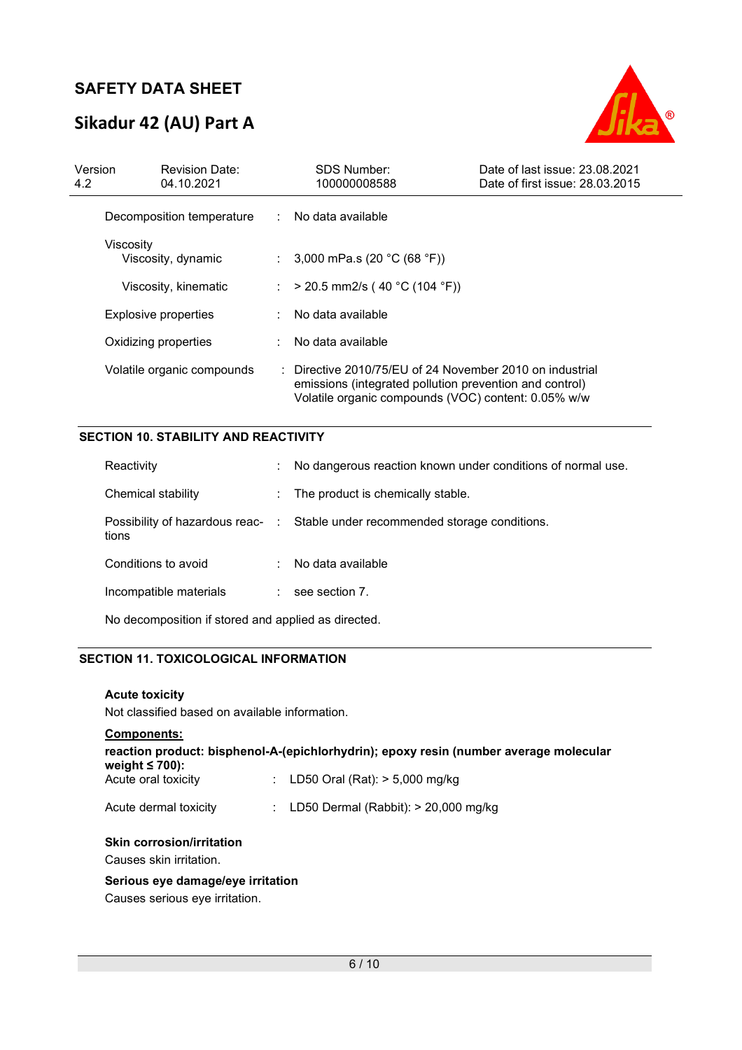| | | |
|---|---|---|
| Decomposition temperature | : | No data available |
| Viscosity | | |
| Viscosity, dynamic | : | 3,000 mPa.s (20 °C (68 °F)) |
| Viscosity, kinematic | : | > 20.5 mm2/s ( 40 °C (104 °F)) |
| Explosive properties | : | No data available |
| Oxidizing properties | : | No data available |
| Volatile organic compounds | : | Directive 2010/75/EU of 24 November 2010 on industrial emissions (integrated pollution prevention and control) Volatile organic compounds (VOC) content: 0.05% w/w |

## SECTION 10. STABILITY AND REACTIVITY

| | | |
|---|---|---|
| Reactivity | : | No dangerous reaction known under conditions of normal use. |
| Chemical stability | : | The product is chemically stable. |
| Possibility of hazardous reactions | : | Stable under recommended storage conditions. |
| Conditions to avoid | : | No data available |
| Incompatible materials | : | see section 7. |

No decomposition if stored and applied as directed.

## SECTION 11. TOXICOLOGICAL INFORMATION

**Acute toxicity**

Not classified based on available information.

**Components:**

**reaction product: bisphenol-A-(epichlorhydrin); epoxy resin (number average molecular weight ≤ 700):**

| | | |
|---|---|---|
| Acute oral toxicity | : | LD50 Oral (Rat): > 5,000 mg/kg |
| Acute dermal toxicity | : | LD50 Dermal (Rabbit): > 20,000 mg/kg |

**Skin corrosion/irritation**

Causes skin irritation.

**Serious eye damage/eye irritation**

Causes serious eye irritation.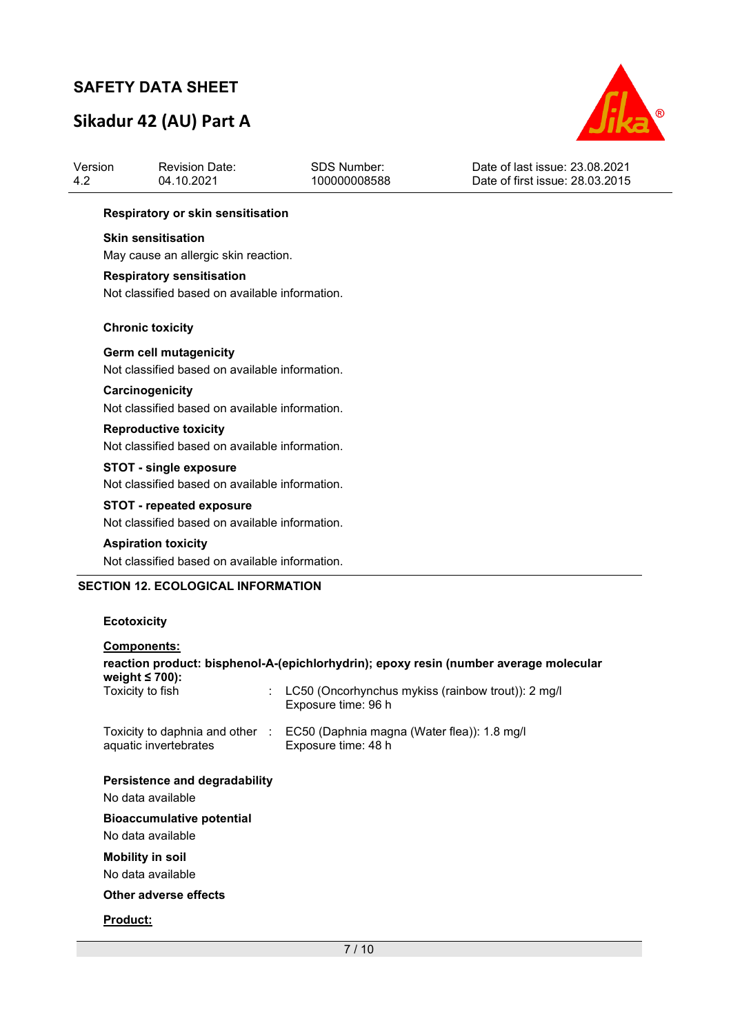**Respiratory or skin sensitisation**

**Skin sensitisation**

May cause an allergic skin reaction.

**Respiratory sensitisation**

Not classified based on available information.

**Chronic toxicity**

**Germ cell mutagenicity**

Not classified based on available information.

**Carcinogenicity**

Not classified based on available information.

**Reproductive toxicity**

Not classified based on available information.

**STOT - single exposure**

Not classified based on available information.

**STOT - repeated exposure**

Not classified based on available information.

**Aspiration toxicity**

Not classified based on available information.

## SECTION 12. ECOLOGICAL INFORMATION

**Ecotoxicity**

**Components:**

**reaction product: bisphenol-A-(epichlorhydrin); epoxy resin (number average molecular weight ≤ 700):**

Toxicity to fish : LC50 (Oncorhynchus mykiss (rainbow trout)): 2 mg/l
Exposure time: 96 h

Toxicity to daphnia and other aquatic invertebrates : EC50 (Daphnia magna (Water flea)): 1.8 mg/l
Exposure time: 48 h

**Persistence and degradability**

No data available

**Bioaccumulative potential**

No data available

**Mobility in soil**

No data available

**Other adverse effects**

**Product:**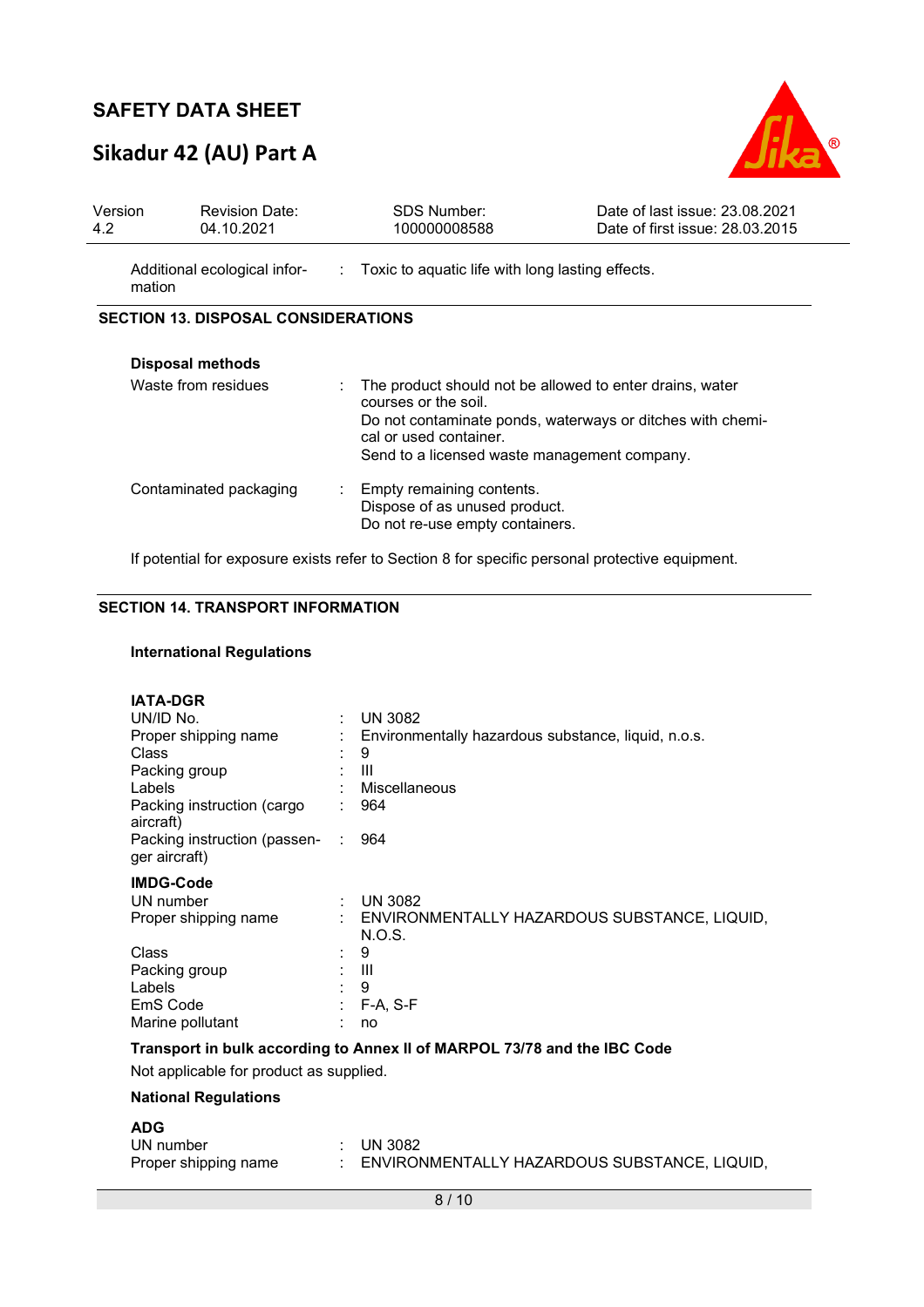| | | |
|---|---|---|
| Additional ecological information | : | Toxic to aquatic life with long lasting effects. |

## SECTION 13. DISPOSAL CONSIDERATIONS

**Disposal methods**

| | | |
|---|---|---|
| Waste from residues | : | The product should not be allowed to enter drains, water courses or the soil.<br>Do not contaminate ponds, waterways or ditches with chemical or used container.<br>Send to a licensed waste management company. |
| Contaminated packaging | : | Empty remaining contents.<br>Dispose of as unused product.<br>Do not re-use empty containers. |

If potential for exposure exists refer to Section 8 for specific personal protective equipment.

## SECTION 14. TRANSPORT INFORMATION

**International Regulations**

**IATA-DGR**

| | | |
|---|---|---|
| UN/ID No. | : | UN 3082 |
| Proper shipping name | : | Environmentally hazardous substance, liquid, n.o.s. |
| Class | : | 9 |
| Packing group | : | III |
| Labels | : | Miscellaneous |
| Packing instruction (cargo aircraft) | : | 964 |
| Packing instruction (passenger aircraft) | : | 964 |

**IMDG-Code**

| | | |
|---|---|---|
| UN number | : | UN 3082 |
| Proper shipping name | : | ENVIRONMENTALLY HAZARDOUS SUBSTANCE, LIQUID, N.O.S. |
| Class | : | 9 |
| Packing group | : | III |
| Labels | : | 9 |
| EmS Code | : | F-A, S-F |
| Marine pollutant | : | no |

**Transport in bulk according to Annex II of MARPOL 73/78 and the IBC Code**

Not applicable for product as supplied.

**National Regulations**

**ADG**

| | | |
|---|---|---|
| UN number | : | UN 3082 |
| Proper shipping name | : | ENVIRONMENTALLY HAZARDOUS SUBSTANCE, LIQUID, |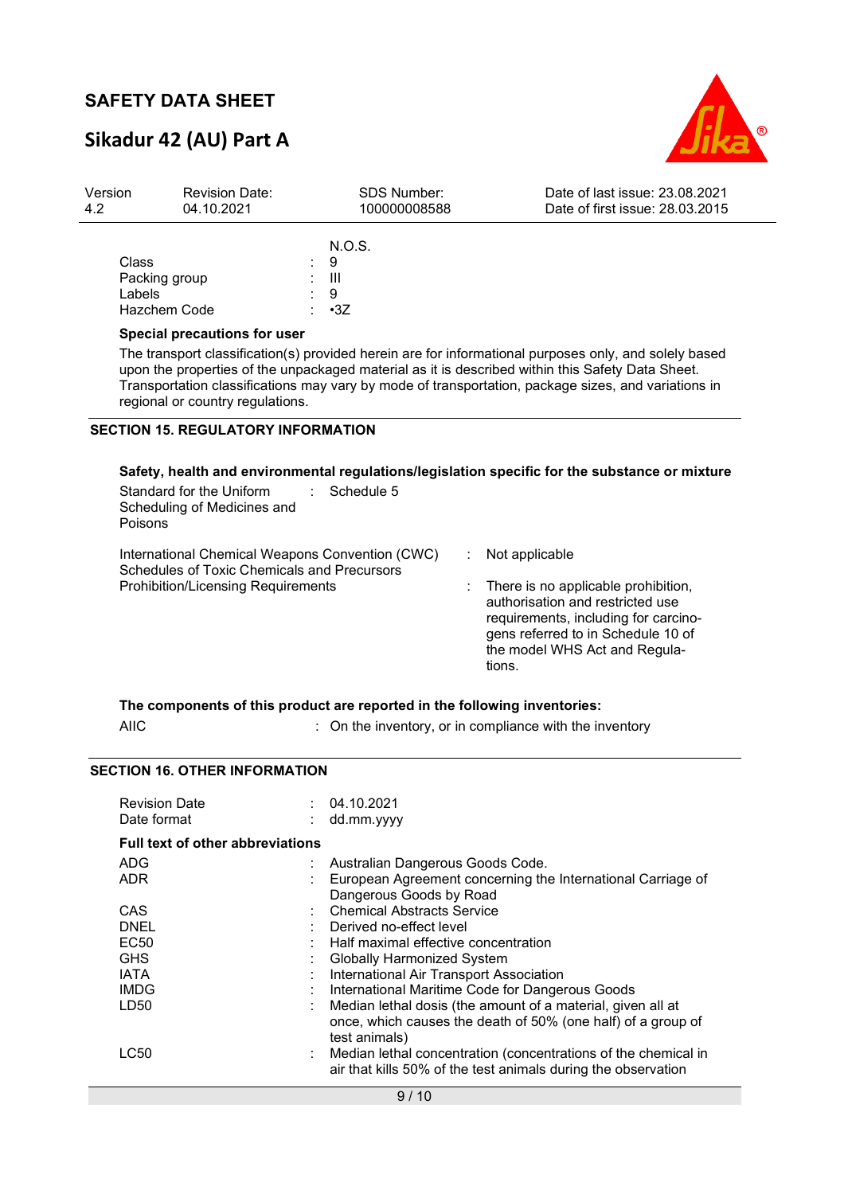| | | |
|---|---|---|
| | | N.O.S. |
| Class | : | 9 |
| Packing group | : | III |
| Labels | : | 9 |
| Hazchem Code | : | •3Z |

**Special precautions for user**

The transport classification(s) provided herein are for informational purposes only, and solely based upon the properties of the unpackaged material as it is described within this Safety Data Sheet. Transportation classifications may vary by mode of transportation, package sizes, and variations in regional or country regulations.

## SECTION 15. REGULATORY INFORMATION

**Safety, health and environmental regulations/legislation specific for the substance or mixture**

| | | |
|---|---|---|
| Standard for the Uniform Scheduling of Medicines and Poisons | : | Schedule 5 |
| International Chemical Weapons Convention (CWC) Schedules of Toxic Chemicals and Precursors | : | Not applicable |
| Prohibition/Licensing Requirements | : | There is no applicable prohibition, authorisation and restricted use requirements, including for carcinogens referred to in Schedule 10 of the model WHS Act and Regulations. |

**The components of this product are reported in the following inventories:**

| | | |
|---|---|---|
| AIIC | : | On the inventory, or in compliance with the inventory |

## SECTION 16. OTHER INFORMATION

| | | |
|---|---|---|
| Revision Date | : | 04.10.2021 |
| Date format | : | dd.mm.yyyy |

**Full text of other abbreviations**

| | | |
|---|---|---|
| ADG | : | Australian Dangerous Goods Code. |
| ADR | : | European Agreement concerning the International Carriage of Dangerous Goods by Road |
| CAS | : | Chemical Abstracts Service |
| DNEL | : | Derived no-effect level |
| EC50 | : | Half maximal effective concentration |
| GHS | : | Globally Harmonized System |
| IATA | : | International Air Transport Association |
| IMDG | : | International Maritime Code for Dangerous Goods |
| LD50 | : | Median lethal dosis (the amount of a material, given all at once, which causes the death of 50% (one half) of a group of test animals) |
| LC50 | : | Median lethal concentration (concentrations of the chemical in air that kills 50% of the test animals during the observation |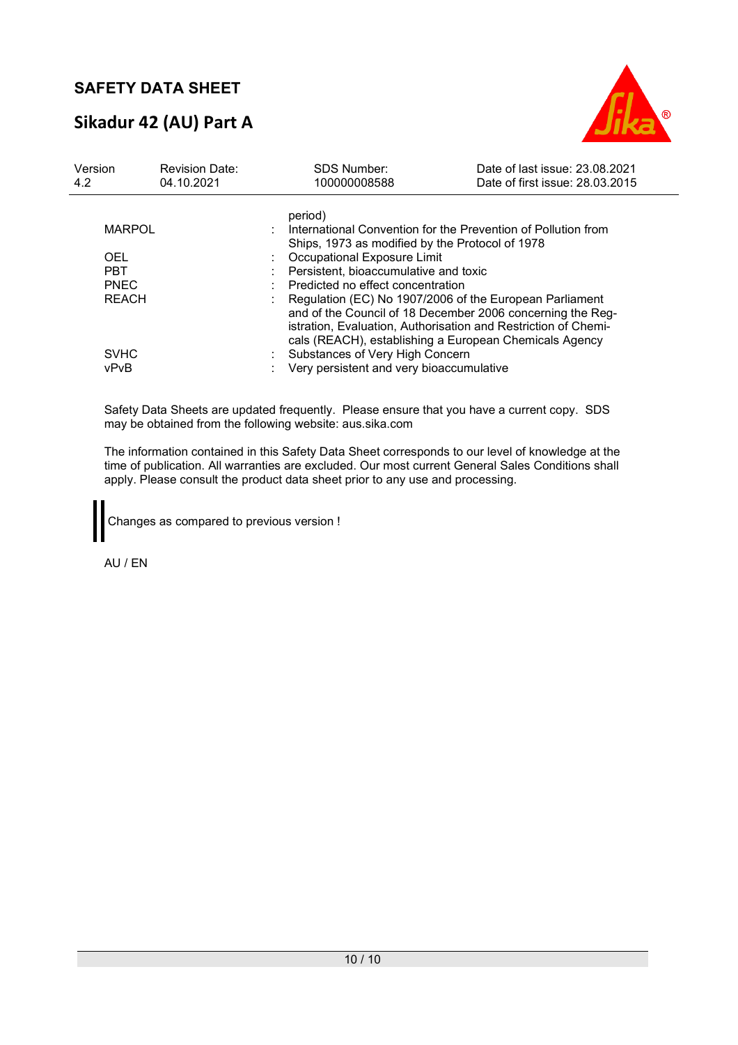period)

| | |
|---|---|
| MARPOL | : International Convention for the Prevention of Pollution from Ships, 1973 as modified by the Protocol of 1978 |
| OEL | : Occupational Exposure Limit |
| PBT | : Persistent, bioaccumulative and toxic |
| PNEC | : Predicted no effect concentration |
| REACH | : Regulation (EC) No 1907/2006 of the European Parliament and of the Council of 18 December 2006 concerning the Registration, Evaluation, Authorisation and Restriction of Chemicals (REACH), establishing a European Chemicals Agency |
| SVHC | : Substances of Very High Concern |
| vPvB | : Very persistent and very bioaccumulative |

Safety Data Sheets are updated frequently. Please ensure that you have a current copy. SDS may be obtained from the following website: aus.sika.com

The information contained in this Safety Data Sheet corresponds to our level of knowledge at the time of publication. All warranties are excluded. Our most current General Sales Conditions shall apply. Please consult the product data sheet prior to any use and processing.

Changes as compared to previous version !

AU / EN